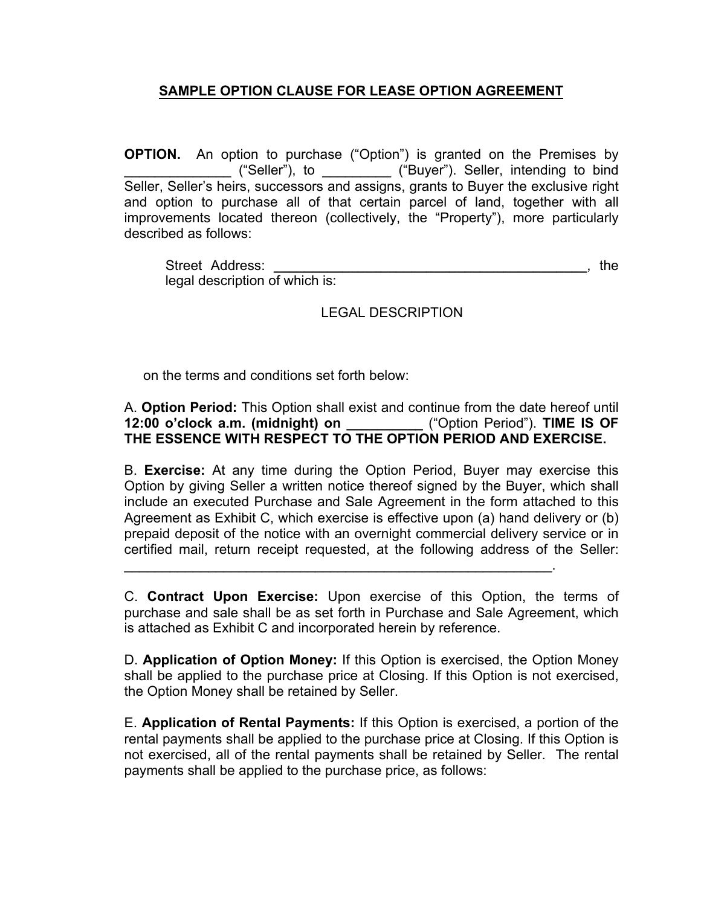## SAMPLE OPTION CLAUSE FOR LEASE OPTION AGREEMENT

**OPTION.** An option to purchase ("Option") is granted on the Premises by ______________ ("Seller"), to _________ ("Buyer"). Seller, intending to bind Seller, Seller's heirs, successors and assigns, grants to Buyer the exclusive right and option to purchase all of that certain parcel of land, together with all improvements located thereon (collectively, the "Property"), more particularly described as follows:

Street Address: **___________________________________________**, the legal description of which is:

LEGAL DESCRIPTION

on the terms and conditions set forth below:

A. **Option Period:** This Option shall exist and continue from the date hereof until **12:00 o'clock a.m. (midnight) on __________** ("Option Period"). **TIME IS OF THE ESSENCE WITH RESPECT TO THE OPTION PERIOD AND EXERCISE.**

B. **Exercise:** At any time during the Option Period, Buyer may exercise this Option by giving Seller a written notice thereof signed by the Buyer, which shall include an executed Purchase and Sale Agreement in the form attached to this Agreement as Exhibit C, which exercise is effective upon (a) hand delivery or (b) prepaid deposit of the notice with an overnight commercial delivery service or in certified mail, return receipt requested, at the following address of the Seller: ____________________________________________________________.

C. **Contract Upon Exercise:** Upon exercise of this Option, the terms of purchase and sale shall be as set forth in Purchase and Sale Agreement, which is attached as Exhibit C and incorporated herein by reference.

D. **Application of Option Money:** If this Option is exercised, the Option Money shall be applied to the purchase price at Closing. If this Option is not exercised, the Option Money shall be retained by Seller.

E. **Application of Rental Payments:** If this Option is exercised, a portion of the rental payments shall be applied to the purchase price at Closing. If this Option is not exercised, all of the rental payments shall be retained by Seller. The rental payments shall be applied to the purchase price, as follows: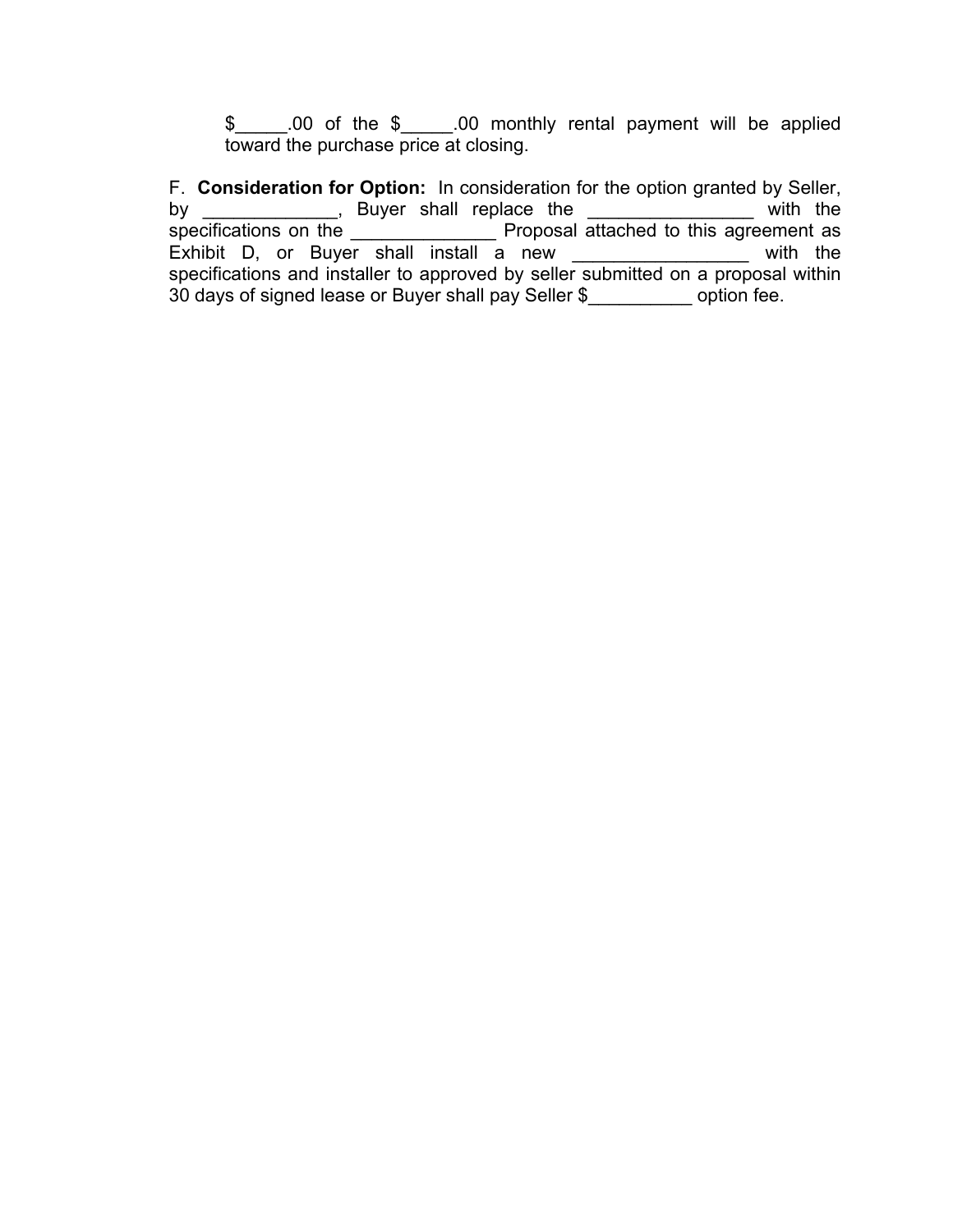$_____.00 of the $_____.00 monthly rental payment will be applied toward the purchase price at closing.

F. **Consideration for Option:** In consideration for the option granted by Seller, by _____________, Buyer shall replace the ________________ with the specifications on the ______________ Proposal attached to this agreement as Exhibit D, or Buyer shall install a new _________________ with the specifications and installer to approved by seller submitted on a proposal within 30 days of signed lease or Buyer shall pay Seller $__________ option fee.